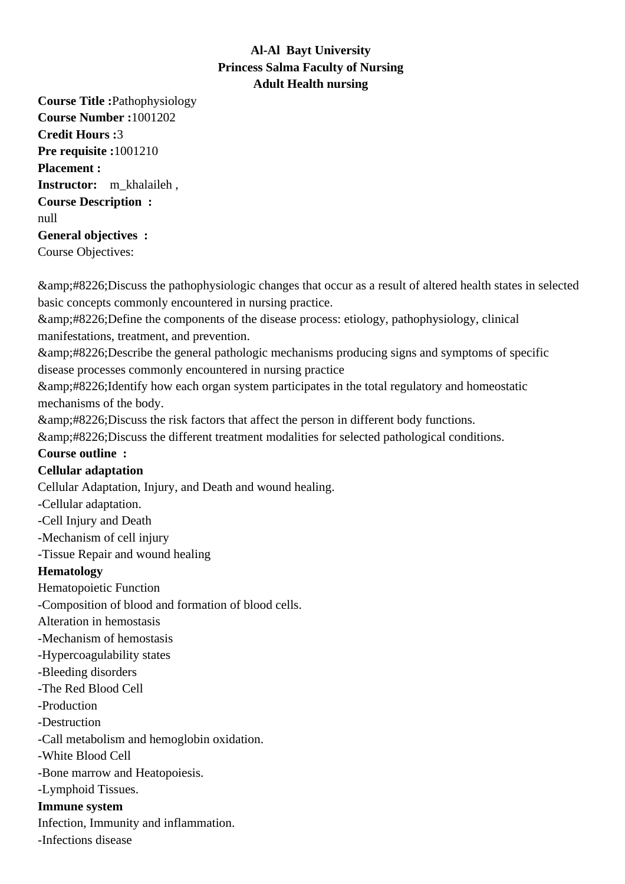**Al-Al Bayt University**
**Princess Salma Faculty of Nursing**
**Adult Health nursing**

**Course Title :**Pathophysiology
**Course Number :**1001202
**Credit Hours :**3
**Pre requisite :**1001210
**Placement :**
**Instructor:** m_khalaileh ,
**Course Description :**
null
**General objectives :**
Course Objectives:

&amp;#8226;Discuss the pathophysiologic changes that occur as a result of altered health states in selected basic concepts commonly encountered in nursing practice.
&amp;#8226;Define the components of the disease process: etiology, pathophysiology, clinical manifestations, treatment, and prevention.
&amp;#8226;Describe the general pathologic mechanisms producing signs and symptoms of specific disease processes commonly encountered in nursing practice
&amp;#8226;Identify how each organ system participates in the total regulatory and homeostatic mechanisms of the body.
&amp;#8226;Discuss the risk factors that affect the person in different body functions.
&amp;#8226;Discuss the different treatment modalities for selected pathological conditions.
**Course outline :**
**Cellular adaptation**
Cellular Adaptation, Injury, and Death and wound healing.
-Cellular adaptation.
-Cell Injury and Death
-Mechanism of cell injury
-Tissue Repair and wound healing
**Hematology**
Hematopoietic Function
-Composition of blood and formation of blood cells.
Alteration in hemostasis
-Mechanism of hemostasis
-Hypercoagulability states
-Bleeding disorders
-The Red Blood Cell
-Production
-Destruction
-Call metabolism and hemoglobin oxidation.
-White Blood Cell
-Bone marrow and Heatopoiesis.
-Lymphoid Tissues.
**Immune system**
Infection, Immunity and inflammation.
-Infections disease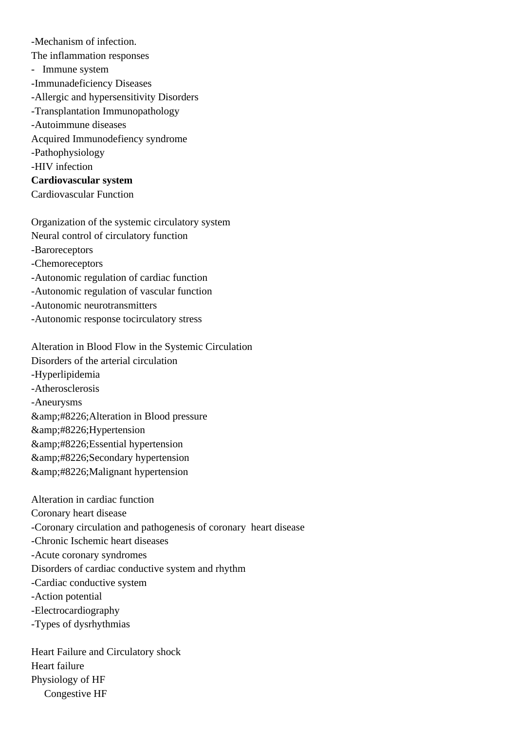-Mechanism of infection.

The inflammation responses

- Immune system

-Immunadeficiency Diseases

-Allergic and hypersensitivity Disorders

-Transplantation Immunopathology

-Autoimmune diseases

Acquired Immunodefiency syndrome

-Pathophysiology

-HIV infection

**Cardiovascular system**

Cardiovascular Function

Organization of the systemic circulatory system

Neural control of circulatory function

-Baroreceptors

-Chemoreceptors

-Autonomic regulation of cardiac function

-Autonomic regulation of vascular function

-Autonomic neurotransmitters

-Autonomic response tocirculatory stress

Alteration in Blood Flow in the Systemic Circulation

Disorders of the arterial circulation

-Hyperlipidemia

-Atherosclerosis

-Aneurysms

&amp;#8226;Alteration in Blood pressure

&amp;#8226;Hypertension

&amp;#8226;Essential hypertension

&amp;#8226;Secondary hypertension

&amp;#8226;Malignant hypertension

Alteration in cardiac function

Coronary heart disease

-Coronary circulation and pathogenesis of coronary heart disease

-Chronic Ischemic heart diseases

-Acute coronary syndromes

Disorders of cardiac conductive system and rhythm

-Cardiac conductive system

-Action potential

-Electrocardiography

-Types of dysrhythmias

Heart Failure and Circulatory shock

Heart failure

Physiology of HF

Congestive HF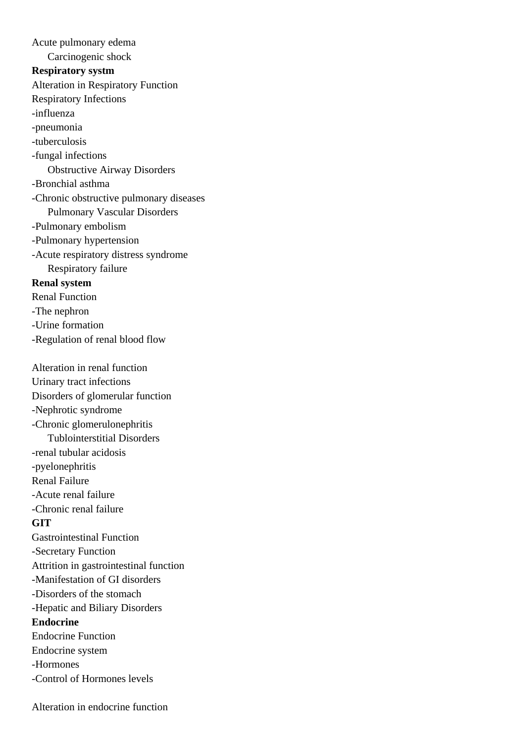Acute pulmonary edema

Carcinogenic shock

**Respiratory systm**

Alteration in Respiratory Function

Respiratory Infections

-influenza

-pneumonia

-tuberculosis

-fungal infections

Obstructive Airway Disorders

-Bronchial asthma

-Chronic obstructive pulmonary diseases

Pulmonary Vascular Disorders

-Pulmonary embolism

-Pulmonary hypertension

-Acute respiratory distress syndrome

Respiratory failure

**Renal system**

Renal Function

-The nephron

-Urine formation

-Regulation of renal blood flow

Alteration in renal function

Urinary tract infections

Disorders of glomerular function

-Nephrotic syndrome

-Chronic glomerulonephritis

Tublointerstitial Disorders

-renal tubular acidosis

-pyelonephritis

Renal Failure

-Acute renal failure

-Chronic renal failure

**GIT**

Gastrointestinal Function

-Secretary Function

Attrition in gastrointestinal function

-Manifestation of GI disorders

-Disorders of the stomach

-Hepatic and Biliary Disorders

**Endocrine**

Endocrine Function

Endocrine system

-Hormones

-Control of Hormones levels

Alteration in endocrine function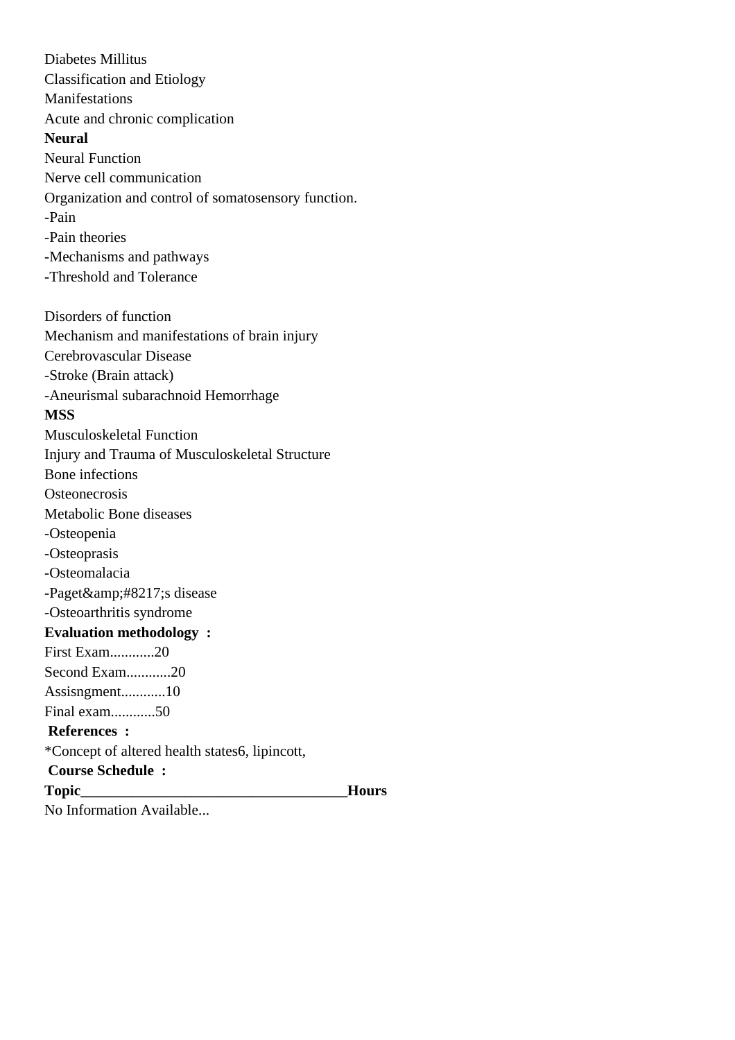Diabetes Millitus
Classification and Etiology
Manifestations
Acute and chronic complication

**Neural**

Neural Function
Nerve cell communication
Organization and control of somatosensory function.
-Pain
-Pain theories
-Mechanisms and pathways
-Threshold and Tolerance

Disorders of function
Mechanism and manifestations of brain injury
Cerebrovascular Disease
-Stroke (Brain attack)
-Aneurismal subarachnoid Hemorrhage

**MSS**

Musculoskeletal Function
Injury and Trauma of Musculoskeletal Structure
Bone infections
Osteonecrosis
Metabolic Bone diseases
-Osteopenia
-Osteoprasis
-Osteomalacia
-Paget&amp;#8217;s disease
-Osteoarthritis syndrome

**Evaluation methodology :**

First Exam............20
Second Exam............20
Assisngment............10
Final exam............50

**References :**

*Concept of altered health states6, lipincott,

**Course Schedule :**

**Topic___________________________________Hours**

No Information Available...